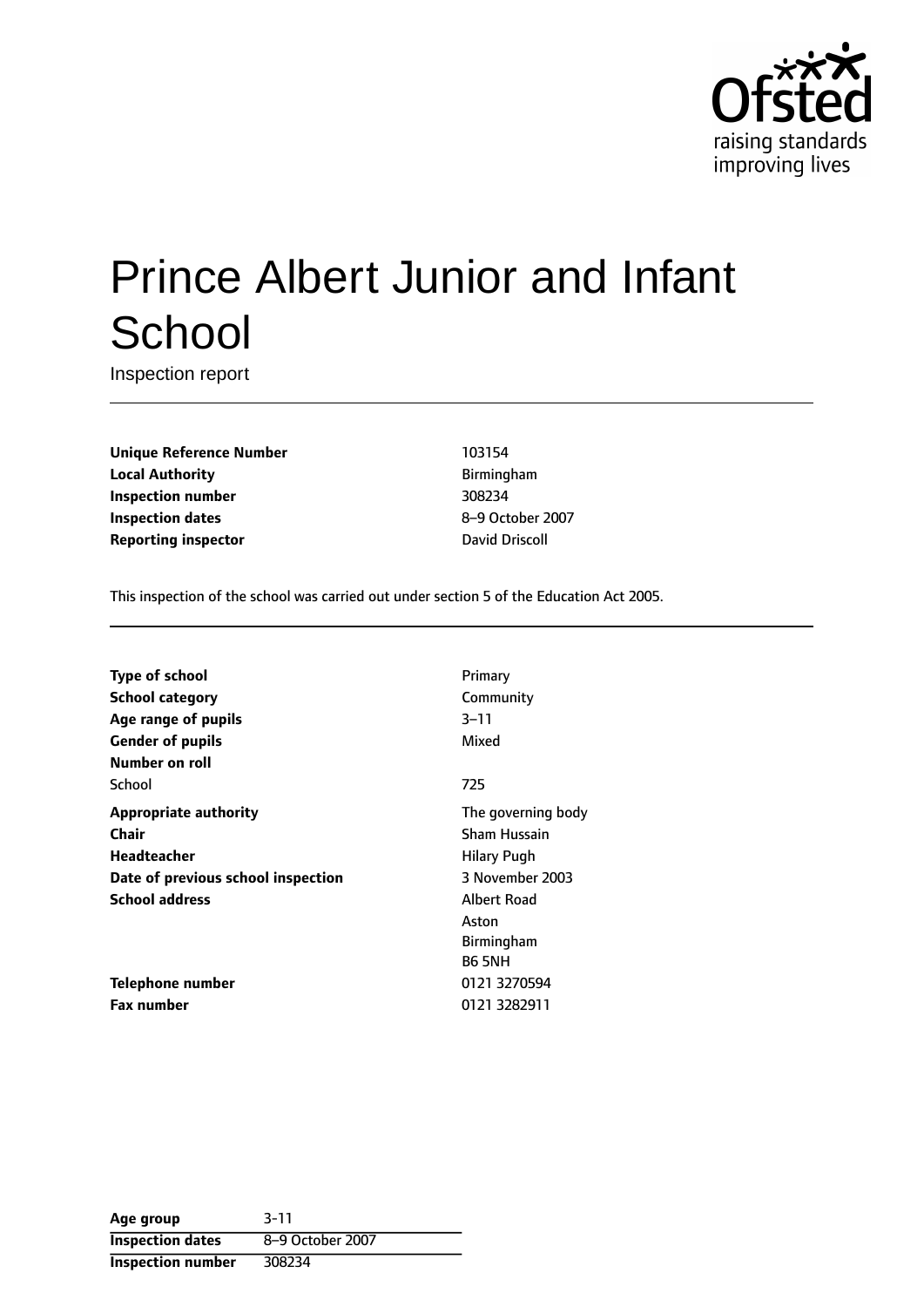# Prince Albert Junior and Infant School

Inspection report

| | |
|---|---|
| **Unique Reference Number** | 103154 |
| **Local Authority** | Birmingham |
| **Inspection number** | 308234 |
| **Inspection dates** | 8–9 October 2007 |
| **Reporting inspector** | David Driscoll |

This inspection of the school was carried out under section 5 of the Education Act 2005.

| | |
|---|---|
| **Type of school** | Primary |
| **School category** | Community |
| **Age range of pupils** | 3–11 |
| **Gender of pupils** | Mixed |
| **Number on roll** | |
| School | 725 |
| **Appropriate authority** | The governing body |
| **Chair** | Sham Hussain |
| **Headteacher** | Hilary Pugh |
| **Date of previous school inspection** | 3 November 2003 |
| **School address** | Albert Road<br>Aston<br>Birmingham<br>B6 5NH |
| **Telephone number** | 0121 3270594 |
| **Fax number** | 0121 3282911 |

| | |
|---|---|
| **Age group** | 3-11 |
| **Inspection dates** | 8–9 October 2007 |
| **Inspection number** | 308234 |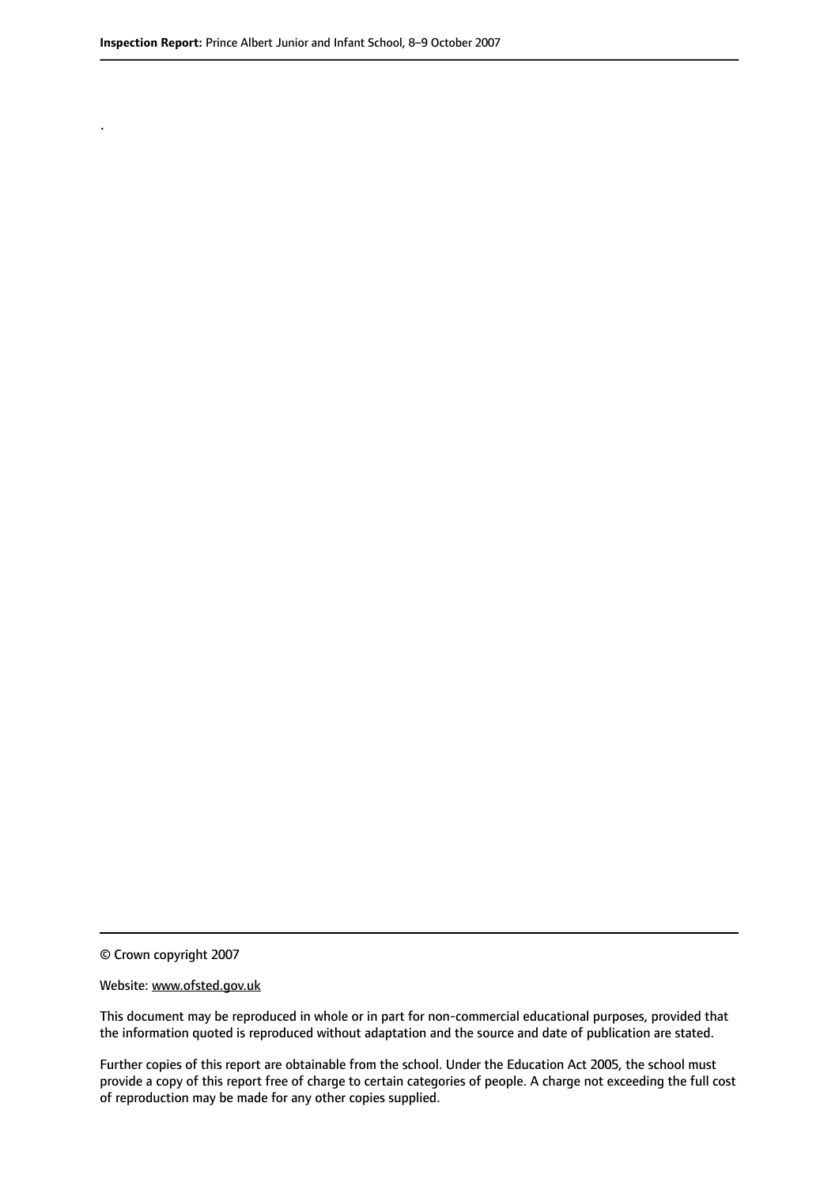.

© Crown copyright 2007

Website: www.ofsted.gov.uk

This document may be reproduced in whole or in part for non-commercial educational purposes, provided that the information quoted is reproduced without adaptation and the source and date of publication are stated.

Further copies of this report are obtainable from the school. Under the Education Act 2005, the school must provide a copy of this report free of charge to certain categories of people. A charge not exceeding the full cost of reproduction may be made for any other copies supplied.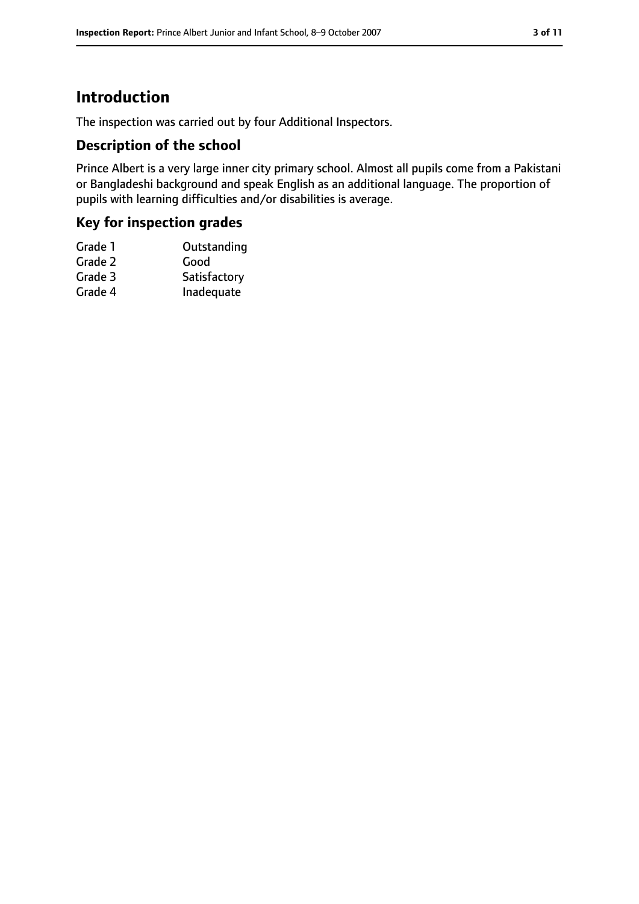# Introduction

The inspection was carried out by four Additional Inspectors.

## Description of the school

Prince Albert is a very large inner city primary school. Almost all pupils come from a Pakistani or Bangladeshi background and speak English as an additional language. The proportion of pupils with learning difficulties and/or disabilities is average.

## Key for inspection grades

| | |
|---|---|
| Grade 1 | Outstanding |
| Grade 2 | Good |
| Grade 3 | Satisfactory |
| Grade 4 | Inadequate |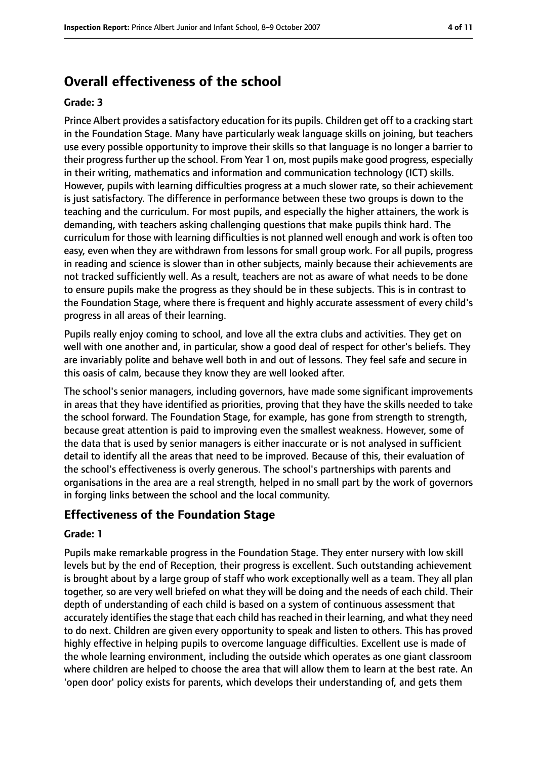## Overall effectiveness of the school

**Grade: 3**

Prince Albert provides a satisfactory education for its pupils. Children get off to a cracking start in the Foundation Stage. Many have particularly weak language skills on joining, but teachers use every possible opportunity to improve their skills so that language is no longer a barrier to their progress further up the school. From Year 1 on, most pupils make good progress, especially in their writing, mathematics and information and communication technology (ICT) skills. However, pupils with learning difficulties progress at a much slower rate, so their achievement is just satisfactory. The difference in performance between these two groups is down to the teaching and the curriculum. For most pupils, and especially the higher attainers, the work is demanding, with teachers asking challenging questions that make pupils think hard. The curriculum for those with learning difficulties is not planned well enough and work is often too easy, even when they are withdrawn from lessons for small group work. For all pupils, progress in reading and science is slower than in other subjects, mainly because their achievements are not tracked sufficiently well. As a result, teachers are not as aware of what needs to be done to ensure pupils make the progress as they should be in these subjects. This is in contrast to the Foundation Stage, where there is frequent and highly accurate assessment of every child's progress in all areas of their learning.

Pupils really enjoy coming to school, and love all the extra clubs and activities. They get on well with one another and, in particular, show a good deal of respect for other's beliefs. They are invariably polite and behave well both in and out of lessons. They feel safe and secure in this oasis of calm, because they know they are well looked after.

The school's senior managers, including governors, have made some significant improvements in areas that they have identified as priorities, proving that they have the skills needed to take the school forward. The Foundation Stage, for example, has gone from strength to strength, because great attention is paid to improving even the smallest weakness. However, some of the data that is used by senior managers is either inaccurate or is not analysed in sufficient detail to identify all the areas that need to be improved. Because of this, their evaluation of the school's effectiveness is overly generous. The school's partnerships with parents and organisations in the area are a real strength, helped in no small part by the work of governors in forging links between the school and the local community.

## Effectiveness of the Foundation Stage

**Grade: 1**

Pupils make remarkable progress in the Foundation Stage. They enter nursery with low skill levels but by the end of Reception, their progress is excellent. Such outstanding achievement is brought about by a large group of staff who work exceptionally well as a team. They all plan together, so are very well briefed on what they will be doing and the needs of each child. Their depth of understanding of each child is based on a system of continuous assessment that accurately identifies the stage that each child has reached in their learning, and what they need to do next. Children are given every opportunity to speak and listen to others. This has proved highly effective in helping pupils to overcome language difficulties. Excellent use is made of the whole learning environment, including the outside which operates as one giant classroom where children are helped to choose the area that will allow them to learn at the best rate. An 'open door' policy exists for parents, which develops their understanding of, and gets them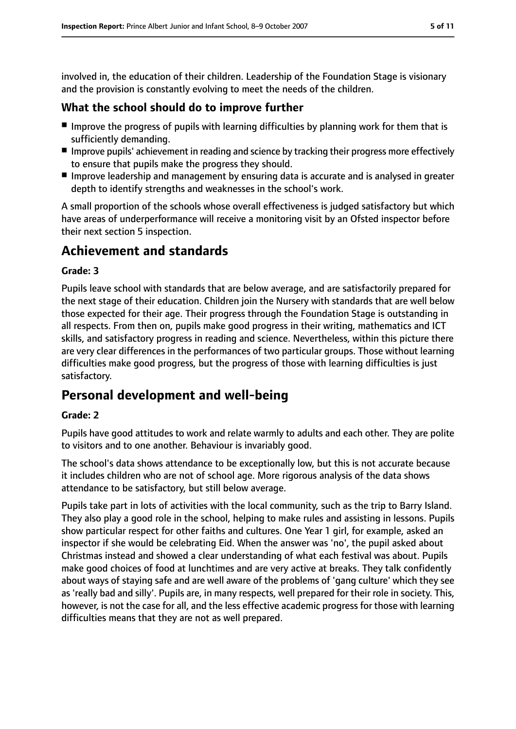involved in, the education of their children. Leadership of the Foundation Stage is visionary and the provision is constantly evolving to meet the needs of the children.

### What the school should do to improve further

- Improve the progress of pupils with learning difficulties by planning work for them that is sufficiently demanding.
- Improve pupils' achievement in reading and science by tracking their progress more effectively to ensure that pupils make the progress they should.
- Improve leadership and management by ensuring data is accurate and is analysed in greater depth to identify strengths and weaknesses in the school's work.

A small proportion of the schools whose overall effectiveness is judged satisfactory but which have areas of underperformance will receive a monitoring visit by an Ofsted inspector before their next section 5 inspection.

## Achievement and standards

#### Grade: 3

Pupils leave school with standards that are below average, and are satisfactorily prepared for the next stage of their education. Children join the Nursery with standards that are well below those expected for their age. Their progress through the Foundation Stage is outstanding in all respects. From then on, pupils make good progress in their writing, mathematics and ICT skills, and satisfactory progress in reading and science. Nevertheless, within this picture there are very clear differences in the performances of two particular groups. Those without learning difficulties make good progress, but the progress of those with learning difficulties is just satisfactory.

## Personal development and well-being

#### Grade: 2

Pupils have good attitudes to work and relate warmly to adults and each other. They are polite to visitors and to one another. Behaviour is invariably good.

The school's data shows attendance to be exceptionally low, but this is not accurate because it includes children who are not of school age. More rigorous analysis of the data shows attendance to be satisfactory, but still below average.

Pupils take part in lots of activities with the local community, such as the trip to Barry Island. They also play a good role in the school, helping to make rules and assisting in lessons. Pupils show particular respect for other faiths and cultures. One Year 1 girl, for example, asked an inspector if she would be celebrating Eid. When the answer was 'no', the pupil asked about Christmas instead and showed a clear understanding of what each festival was about. Pupils make good choices of food at lunchtimes and are very active at breaks. They talk confidently about ways of staying safe and are well aware of the problems of 'gang culture' which they see as 'really bad and silly'. Pupils are, in many respects, well prepared for their role in society. This, however, is not the case for all, and the less effective academic progress for those with learning difficulties means that they are not as well prepared.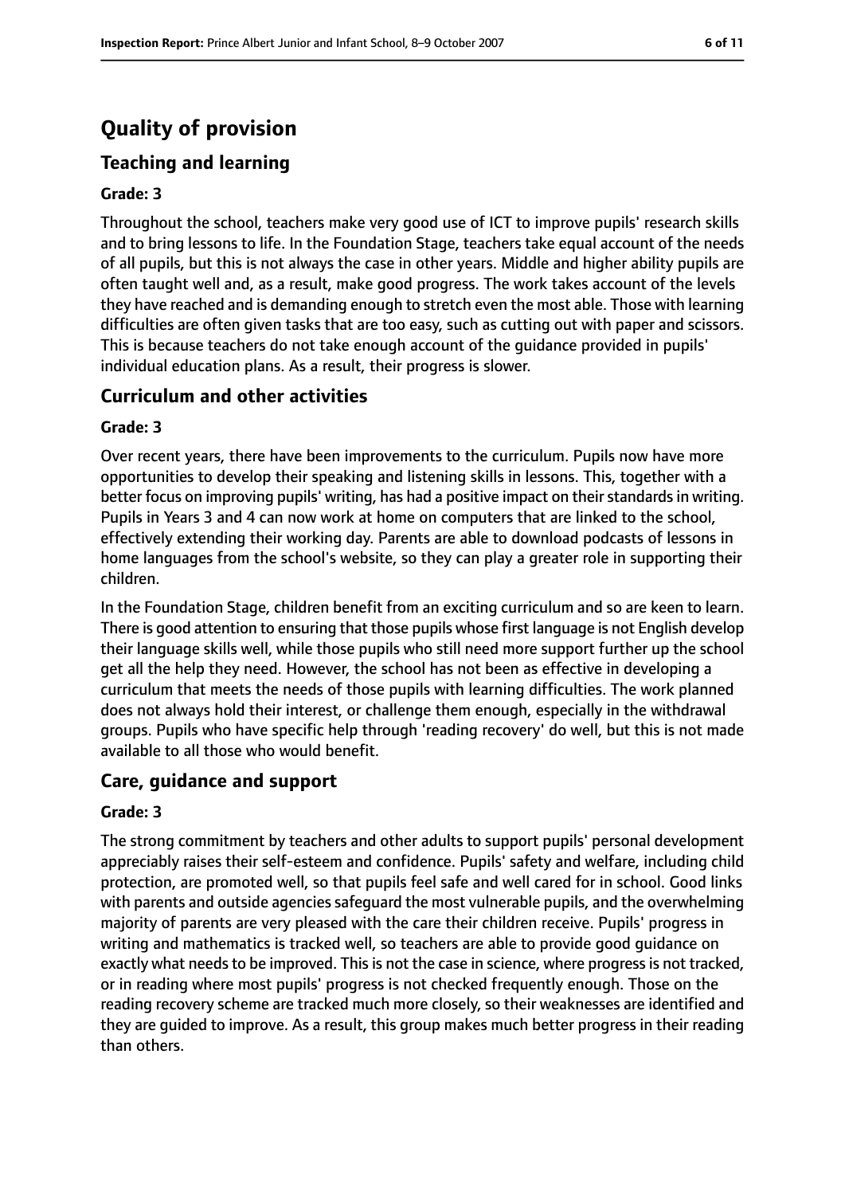# Quality of provision

## Teaching and learning

**Grade: 3**

Throughout the school, teachers make very good use of ICT to improve pupils' research skills and to bring lessons to life. In the Foundation Stage, teachers take equal account of the needs of all pupils, but this is not always the case in other years. Middle and higher ability pupils are often taught well and, as a result, make good progress. The work takes account of the levels they have reached and is demanding enough to stretch even the most able. Those with learning difficulties are often given tasks that are too easy, such as cutting out with paper and scissors. This is because teachers do not take enough account of the guidance provided in pupils' individual education plans. As a result, their progress is slower.

## Curriculum and other activities

**Grade: 3**

Over recent years, there have been improvements to the curriculum. Pupils now have more opportunities to develop their speaking and listening skills in lessons. This, together with a better focus on improving pupils' writing, has had a positive impact on their standards in writing. Pupils in Years 3 and 4 can now work at home on computers that are linked to the school, effectively extending their working day. Parents are able to download podcasts of lessons in home languages from the school's website, so they can play a greater role in supporting their children.

In the Foundation Stage, children benefit from an exciting curriculum and so are keen to learn. There is good attention to ensuring that those pupils whose first language is not English develop their language skills well, while those pupils who still need more support further up the school get all the help they need. However, the school has not been as effective in developing a curriculum that meets the needs of those pupils with learning difficulties. The work planned does not always hold their interest, or challenge them enough, especially in the withdrawal groups. Pupils who have specific help through 'reading recovery' do well, but this is not made available to all those who would benefit.

## Care, guidance and support

**Grade: 3**

The strong commitment by teachers and other adults to support pupils' personal development appreciably raises their self-esteem and confidence. Pupils' safety and welfare, including child protection, are promoted well, so that pupils feel safe and well cared for in school. Good links with parents and outside agencies safeguard the most vulnerable pupils, and the overwhelming majority of parents are very pleased with the care their children receive. Pupils' progress in writing and mathematics is tracked well, so teachers are able to provide good guidance on exactly what needs to be improved. This is not the case in science, where progress is not tracked, or in reading where most pupils' progress is not checked frequently enough. Those on the reading recovery scheme are tracked much more closely, so their weaknesses are identified and they are guided to improve. As a result, this group makes much better progress in their reading than others.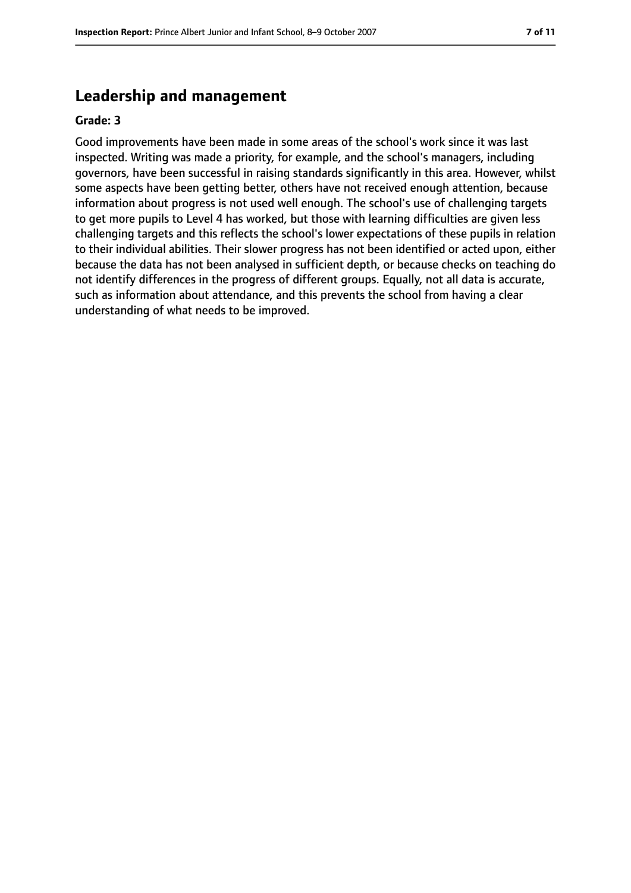## Leadership and management

**Grade: 3**

Good improvements have been made in some areas of the school's work since it was last inspected. Writing was made a priority, for example, and the school's managers, including governors, have been successful in raising standards significantly in this area. However, whilst some aspects have been getting better, others have not received enough attention, because information about progress is not used well enough. The school's use of challenging targets to get more pupils to Level 4 has worked, but those with learning difficulties are given less challenging targets and this reflects the school's lower expectations of these pupils in relation to their individual abilities. Their slower progress has not been identified or acted upon, either because the data has not been analysed in sufficient depth, or because checks on teaching do not identify differences in the progress of different groups. Equally, not all data is accurate, such as information about attendance, and this prevents the school from having a clear understanding of what needs to be improved.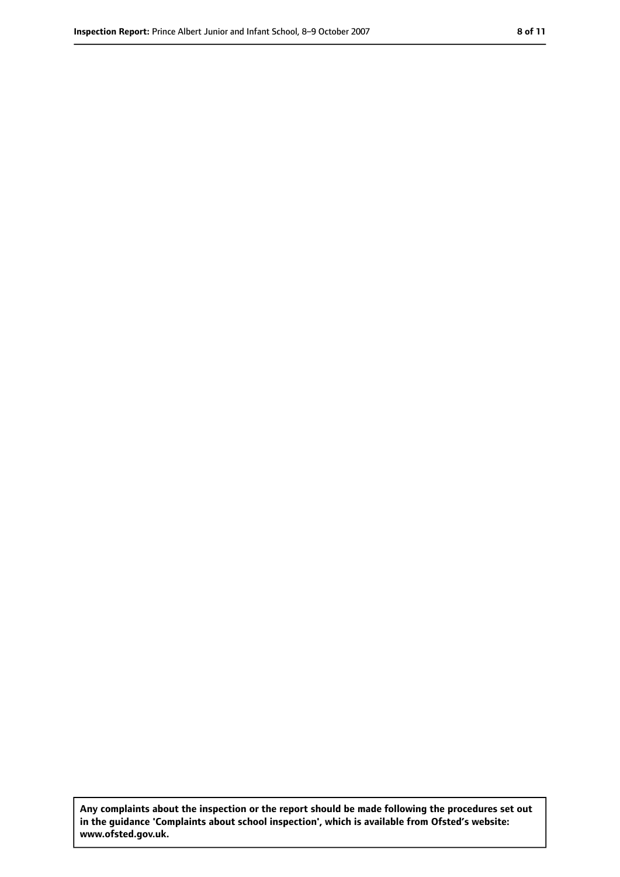Any complaints about the inspection or the report should be made following the procedures set out in the guidance 'Complaints about school inspection', which is available from Ofsted's website: www.ofsted.gov.uk.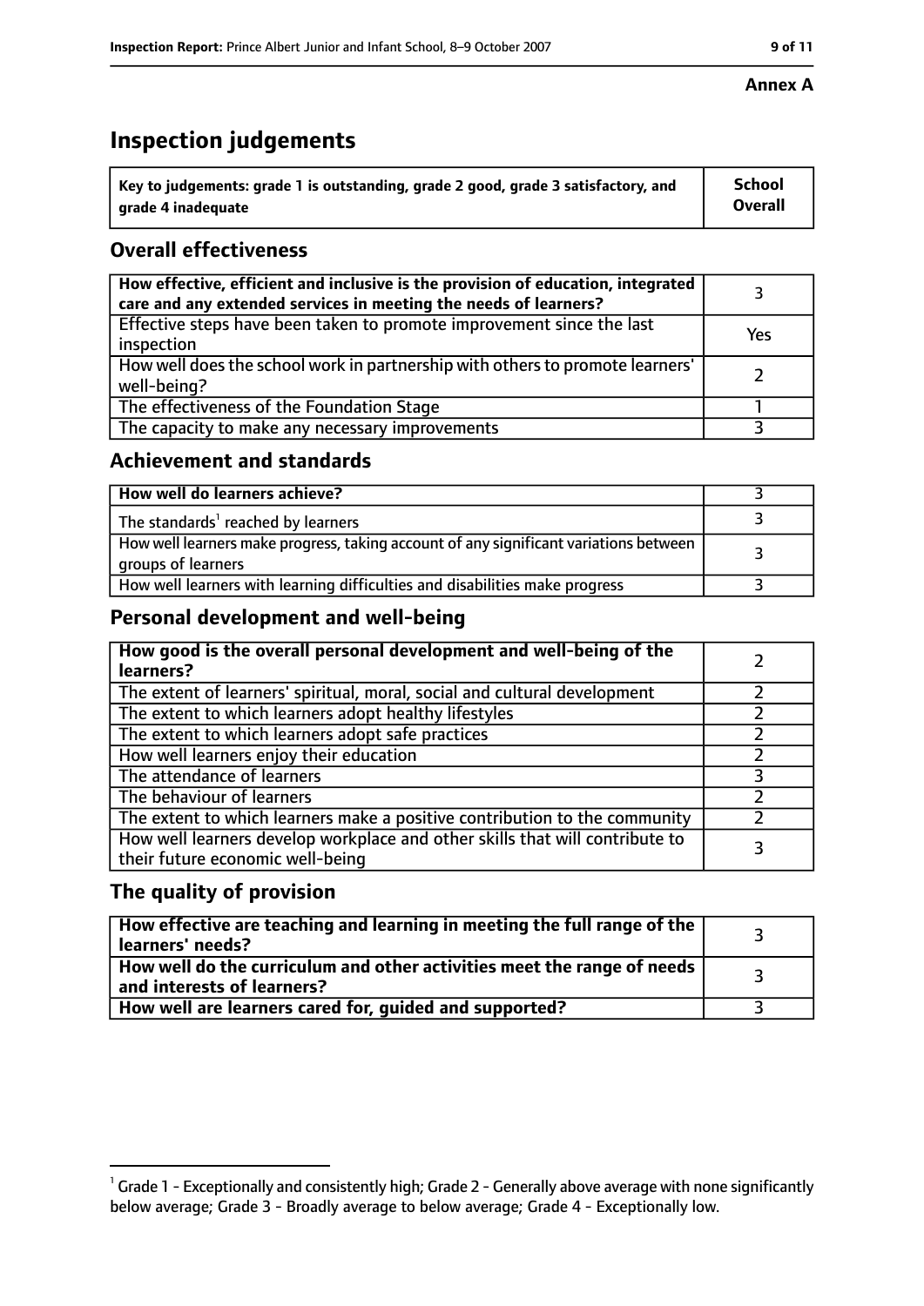**Annex A**

# Inspection judgements

| Key to judgements: grade 1 is outstanding, grade 2 good, grade 3 satisfactory, and grade 4 inadequate | School Overall |
| --- | --- |

## Overall effectiveness

| | |
| --- | --- |
| How effective, efficient and inclusive is the provision of education, integrated care and any extended services in meeting the needs of learners? | 3 |
| Effective steps have been taken to promote improvement since the last inspection | Yes |
| How well does the school work in partnership with others to promote learners' well-being? | 2 |
| The effectiveness of the Foundation Stage | 1 |
| The capacity to make any necessary improvements | 3 |

## Achievement and standards

| | |
| --- | --- |
| How well do learners achieve? | 3 |
| The standards[1] reached by learners | 3 |
| How well learners make progress, taking account of any significant variations between groups of learners | 3 |
| How well learners with learning difficulties and disabilities make progress | 3 |

## Personal development and well-being

| | |
| --- | --- |
| How good is the overall personal development and well-being of the learners? | 2 |
| The extent of learners' spiritual, moral, social and cultural development | 2 |
| The extent to which learners adopt healthy lifestyles | 2 |
| The extent to which learners adopt safe practices | 2 |
| How well learners enjoy their education | 2 |
| The attendance of learners | 3 |
| The behaviour of learners | 2 |
| The extent to which learners make a positive contribution to the community | 2 |
| How well learners develop workplace and other skills that will contribute to their future economic well-being | 3 |

## The quality of provision

| | |
| --- | --- |
| How effective are teaching and learning in meeting the full range of the learners' needs? | 3 |
| How well do the curriculum and other activities meet the range of needs and interests of learners? | 3 |
| How well are learners cared for, guided and supported? | 3 |

[1] Grade 1 - Exceptionally and consistently high; Grade 2 - Generally above average with none significantly below average; Grade 3 - Broadly average to below average; Grade 4 - Exceptionally low.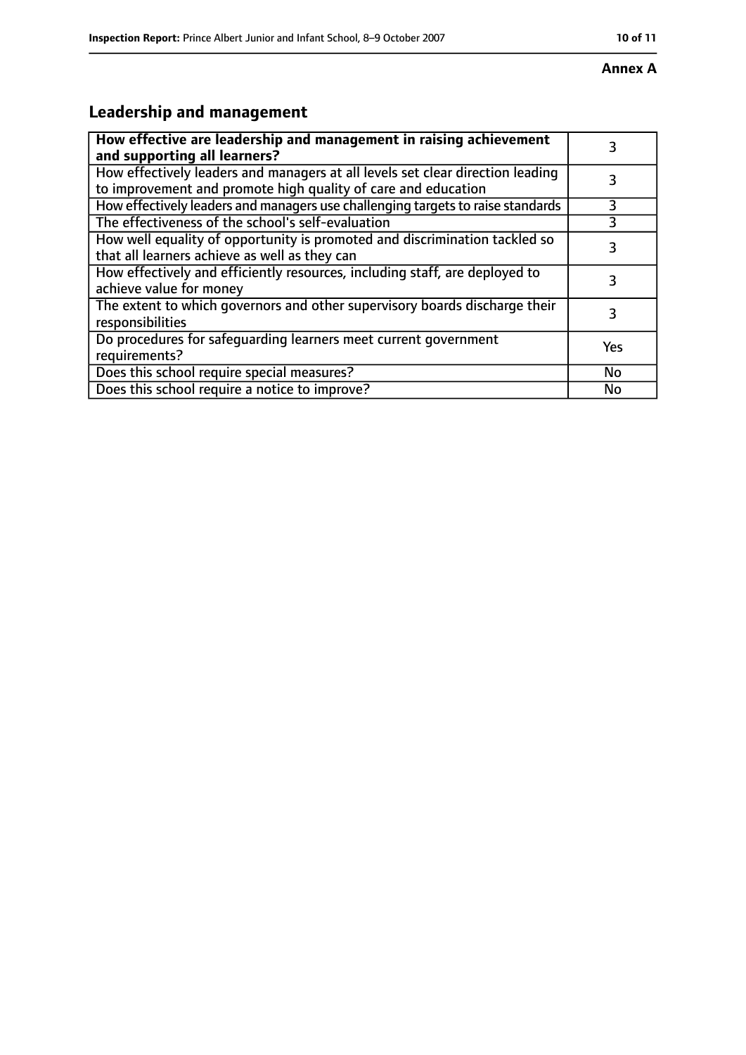**Annex A**

## Leadership and management

| **How effective are leadership and management in raising achievement and supporting all learners?** | 3 |
|---|---|
| How effectively leaders and managers at all levels set clear direction leading to improvement and promote high quality of care and education | 3 |
| How effectively leaders and managers use challenging targets to raise standards | 3 |
| The effectiveness of the school's self-evaluation | 3 |
| How well equality of opportunity is promoted and discrimination tackled so that all learners achieve as well as they can | 3 |
| How effectively and efficiently resources, including staff, are deployed to achieve value for money | 3 |
| The extent to which governors and other supervisory boards discharge their responsibilities | 3 |
| Do procedures for safeguarding learners meet current government requirements? | Yes |
| Does this school require special measures? | No |
| Does this school require a notice to improve? | No |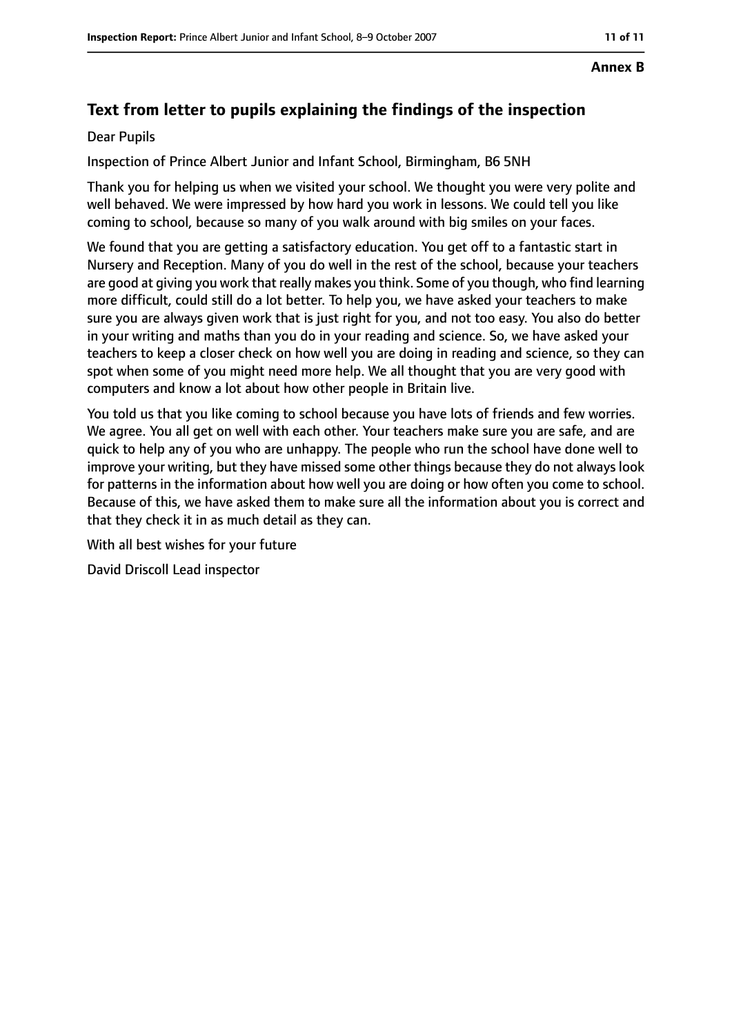**Annex B**

## Text from letter to pupils explaining the findings of the inspection

Dear Pupils

Inspection of Prince Albert Junior and Infant School, Birmingham, B6 5NH

Thank you for helping us when we visited your school. We thought you were very polite and well behaved. We were impressed by how hard you work in lessons. We could tell you like coming to school, because so many of you walk around with big smiles on your faces.

We found that you are getting a satisfactory education. You get off to a fantastic start in Nursery and Reception. Many of you do well in the rest of the school, because your teachers are good at giving you work that really makes you think. Some of you though, who find learning more difficult, could still do a lot better. To help you, we have asked your teachers to make sure you are always given work that is just right for you, and not too easy. You also do better in your writing and maths than you do in your reading and science. So, we have asked your teachers to keep a closer check on how well you are doing in reading and science, so they can spot when some of you might need more help. We all thought that you are very good with computers and know a lot about how other people in Britain live.

You told us that you like coming to school because you have lots of friends and few worries. We agree. You all get on well with each other. Your teachers make sure you are safe, and are quick to help any of you who are unhappy. The people who run the school have done well to improve your writing, but they have missed some other things because they do not always look for patterns in the information about how well you are doing or how often you come to school. Because of this, we have asked them to make sure all the information about you is correct and that they check it in as much detail as they can.

With all best wishes for your future

David Driscoll Lead inspector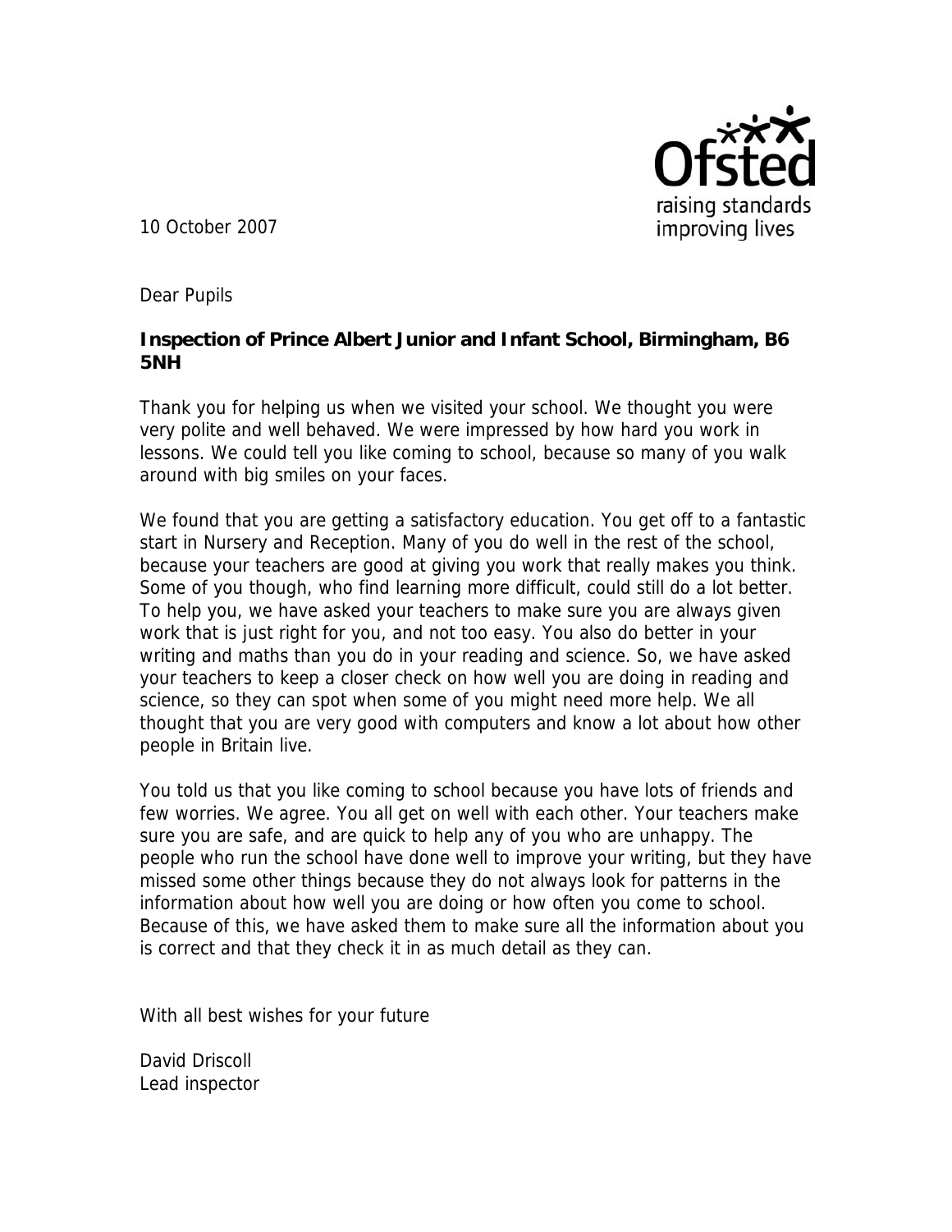10 October 2007

Dear Pupils

**Inspection of Prince Albert Junior and Infant School, Birmingham, B6 5NH**

Thank you for helping us when we visited your school. We thought you were very polite and well behaved. We were impressed by how hard you work in lessons. We could tell you like coming to school, because so many of you walk around with big smiles on your faces.

We found that you are getting a satisfactory education. You get off to a fantastic start in Nursery and Reception. Many of you do well in the rest of the school, because your teachers are good at giving you work that really makes you think. Some of you though, who find learning more difficult, could still do a lot better. To help you, we have asked your teachers to make sure you are always given work that is just right for you, and not too easy. You also do better in your writing and maths than you do in your reading and science. So, we have asked your teachers to keep a closer check on how well you are doing in reading and science, so they can spot when some of you might need more help. We all thought that you are very good with computers and know a lot about how other people in Britain live.

You told us that you like coming to school because you have lots of friends and few worries. We agree. You all get on well with each other. Your teachers make sure you are safe, and are quick to help any of you who are unhappy. The people who run the school have done well to improve your writing, but they have missed some other things because they do not always look for patterns in the information about how well you are doing or how often you come to school. Because of this, we have asked them to make sure all the information about you is correct and that they check it in as much detail as they can.

With all best wishes for your future

David Driscoll
Lead inspector